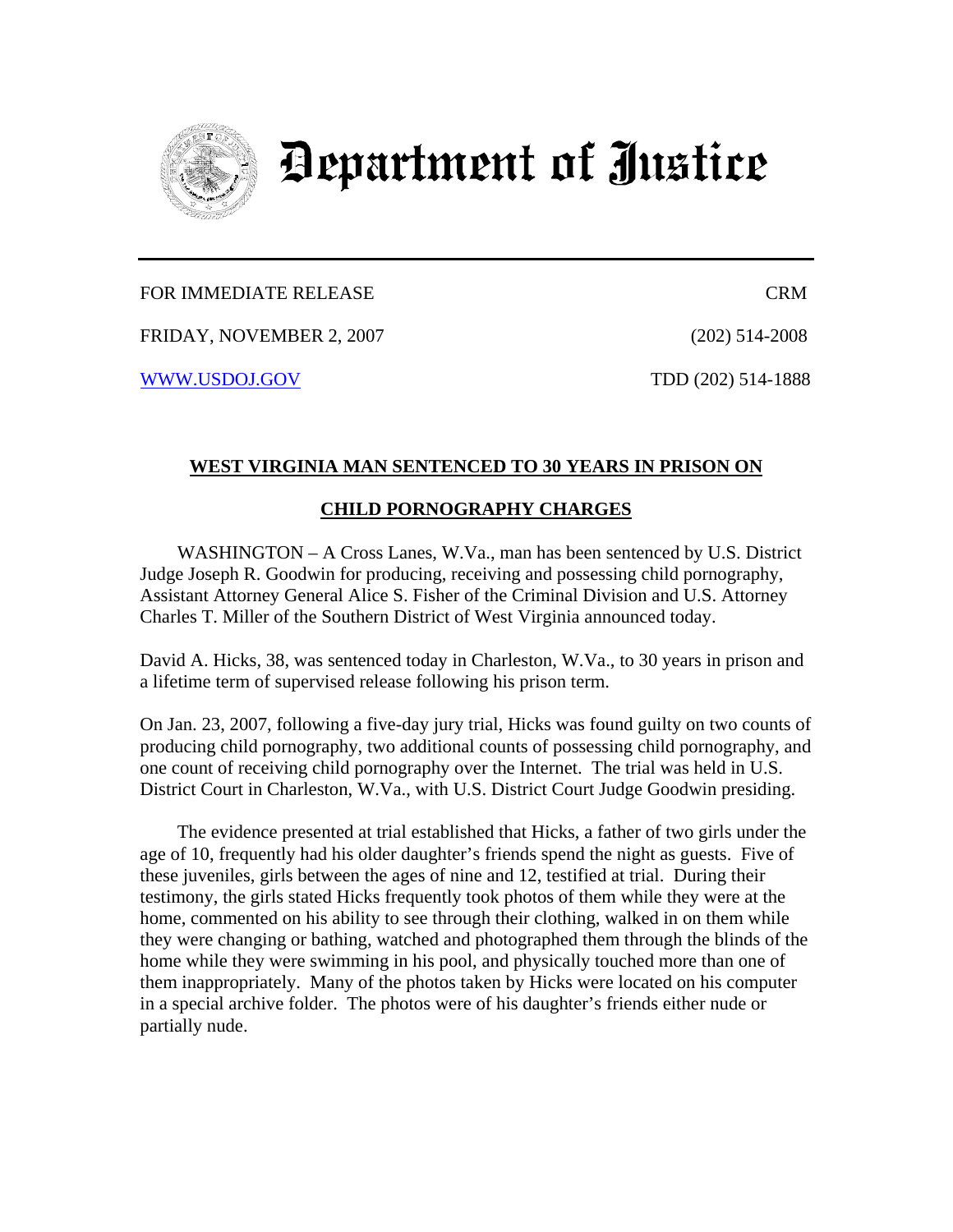# Department of Justice

---

FOR IMMEDIATE RELEASE | CRM
FRIDAY, NOVEMBER 2, 2007 | (202) 514-2008
WWW.USDOJ.GOV | TDD (202) 514-1888

## WEST VIRGINIA MAN SENTENCED TO 30 YEARS IN PRISON ON CHILD PORNOGRAPHY CHARGES

WASHINGTON – A Cross Lanes, W.Va., man has been sentenced by U.S. District Judge Joseph R. Goodwin for producing, receiving and possessing child pornography, Assistant Attorney General Alice S. Fisher of the Criminal Division and U.S. Attorney Charles T. Miller of the Southern District of West Virginia announced today.

David A. Hicks, 38, was sentenced today in Charleston, W.Va., to 30 years in prison and a lifetime term of supervised release following his prison term.

On Jan. 23, 2007, following a five-day jury trial, Hicks was found guilty on two counts of producing child pornography, two additional counts of possessing child pornography, and one count of receiving child pornography over the Internet. The trial was held in U.S. District Court in Charleston, W.Va., with U.S. District Court Judge Goodwin presiding.

The evidence presented at trial established that Hicks, a father of two girls under the age of 10, frequently had his older daughter's friends spend the night as guests. Five of these juveniles, girls between the ages of nine and 12, testified at trial. During their testimony, the girls stated Hicks frequently took photos of them while they were at the home, commented on his ability to see through their clothing, walked in on them while they were changing or bathing, watched and photographed them through the blinds of the home while they were swimming in his pool, and physically touched more than one of them inappropriately. Many of the photos taken by Hicks were located on his computer in a special archive folder. The photos were of his daughter's friends either nude or partially nude.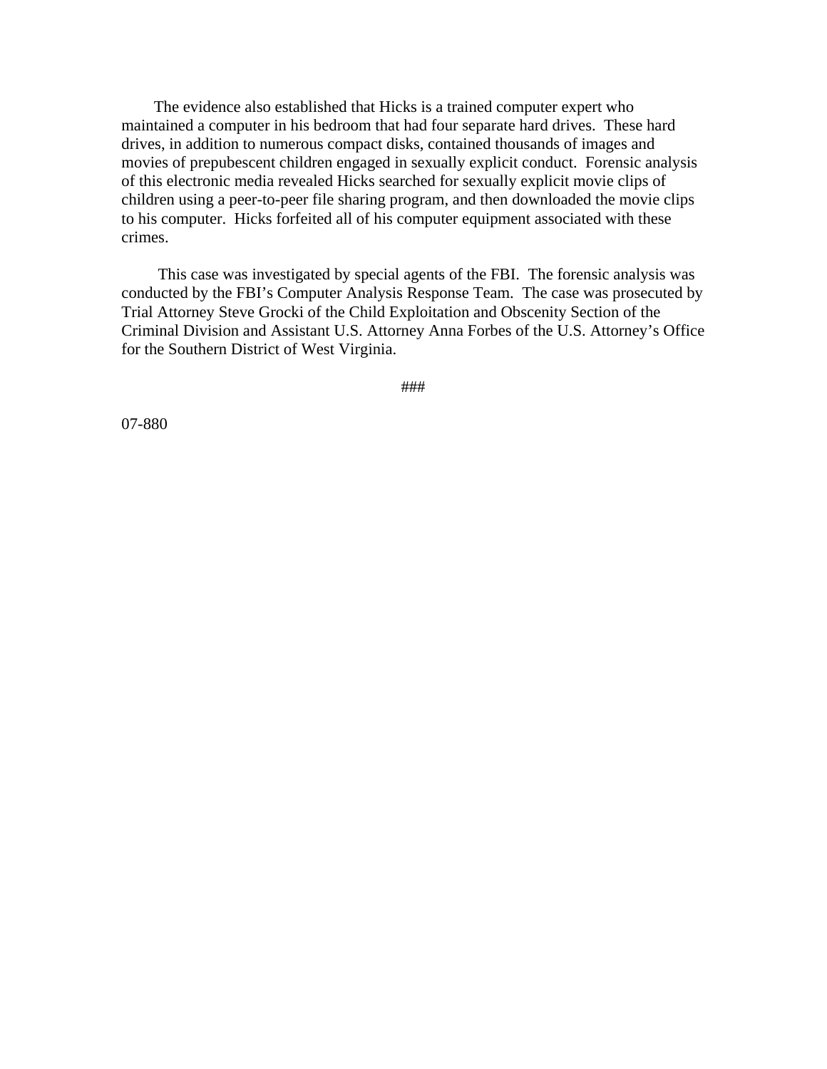The evidence also established that Hicks is a trained computer expert who maintained a computer in his bedroom that had four separate hard drives. These hard drives, in addition to numerous compact disks, contained thousands of images and movies of prepubescent children engaged in sexually explicit conduct. Forensic analysis of this electronic media revealed Hicks searched for sexually explicit movie clips of children using a peer-to-peer file sharing program, and then downloaded the movie clips to his computer. Hicks forfeited all of his computer equipment associated with these crimes.

This case was investigated by special agents of the FBI. The forensic analysis was conducted by the FBI's Computer Analysis Response Team. The case was prosecuted by Trial Attorney Steve Grocki of the Child Exploitation and Obscenity Section of the Criminal Division and Assistant U.S. Attorney Anna Forbes of the U.S. Attorney's Office for the Southern District of West Virginia.

###

07-880